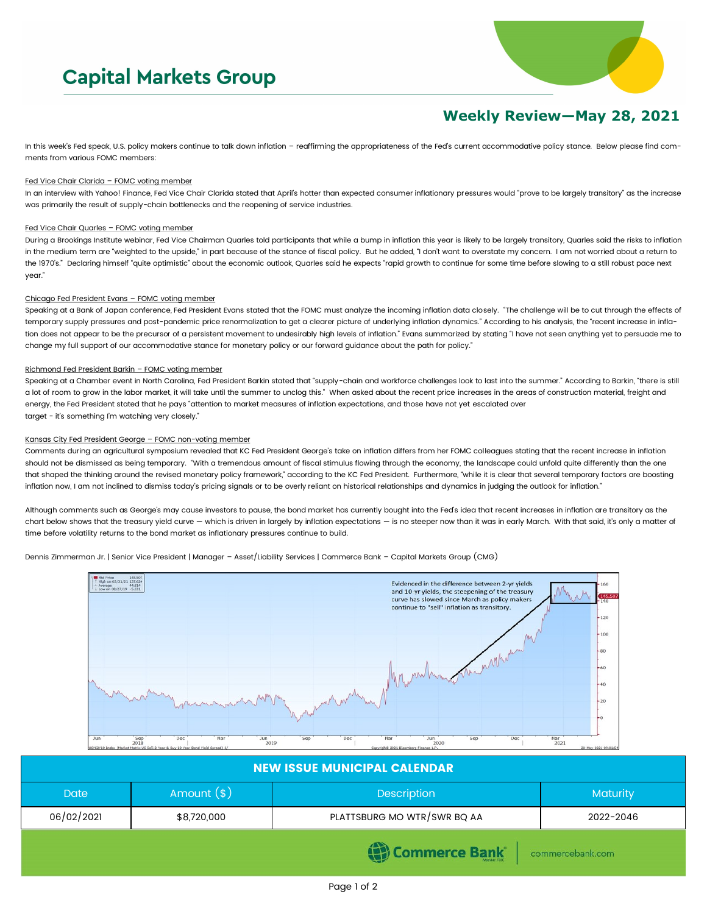# Capital Markets Group

## Weekly Review—May 28, 2021

In this week's Fed speak, U.S. policy makers continue to talk down inflation – reaffirming the appropriateness of the Fed's current accommodative policy stance. Below please find comments from various FOMC members:

Fed Vice Chair Clarida – FOMC voting member

In an interview with Yahoo! Finance, Fed Vice Chair Clarida stated that April's hotter than expected consumer inflationary pressures would "prove to be largely transitory" as the increase was primarily the result of supply-chain bottlenecks and the reopening of service industries.

Fed Vice Chair Quarles – FOMC voting member

During a Brookings Institute webinar, Fed Vice Chairman Quarles told participants that while a bump in inflation this year is likely to be largely transitory, Quarles said the risks to inflation in the medium term are "weighted to the upside," in part because of the stance of fiscal policy. But he added, "I don't want to overstate my concern. I am not worried about a return to the 1970's." Declaring himself "quite optimistic" about the economic outlook, Quarles said he expects "rapid growth to continue for some time before slowing to a still robust pace next year."

Chicago Fed President Evans – FOMC voting member

Speaking at a Bank of Japan conference, Fed President Evans stated that the FOMC must analyze the incoming inflation data closely. "The challenge will be to cut through the effects of temporary supply pressures and post-pandemic price renormalization to get a clearer picture of underlying inflation dynamics." According to his analysis, the "recent increase in inflation does not appear to be the precursor of a persistent movement to undesirably high levels of inflation." Evans summarized by stating "I have not seen anything yet to persuade me to change my full support of our accommodative stance for monetary policy or our forward guidance about the path for policy."

Richmond Fed President Barkin – FOMC voting member

Speaking at a Chamber event in North Carolina, Fed President Barkin stated that "supply-chain and workforce challenges look to last into the summer." According to Barkin, "there is still a lot of room to grow in the labor market, it will take until the summer to unclog this." When asked about the recent price increases in the areas of construction material, freight and energy, the Fed President stated that he pays "attention to market measures of inflation expectations, and those have not yet escalated over target - it's something I'm watching very closely."

Kansas City Fed President George – FOMC non-voting member

Comments during an agricultural symposium revealed that KC Fed President George's take on inflation differs from her FOMC colleagues stating that the recent increase in inflation should not be dismissed as being temporary. "With a tremendous amount of fiscal stimulus flowing through the economy, the landscape could unfold quite differently than the one that shaped the thinking around the revised monetary policy framework," according to the KC Fed President. Furthermore, "while it is clear that several temporary factors are boosting inflation now, I am not inclined to dismiss today's pricing signals or to be overly reliant on historical relationships and dynamics in judging the outlook for inflation."

Although comments such as George's may cause investors to pause, the bond market has currently bought into the Fed's idea that recent increases in inflation are transitory as the chart below shows that the treasury yield curve — which is driven in largely by inflation expectations — is no steeper now than it was in early March. With that said, it's only a matter of time before volatility returns to the bond market as inflationary pressures continue to build.

Dennis Zimmerman Jr. | Senior Vice President | Manager – Asset/Liability Services | Commerce Bank – Capital Markets Group (CMG)

Evidenced in the difference between 2-yr yields and 10-yr yields, the steepening of the treasury curve has slowed since March as policy makers continue to "sell" inflation as transitory.

| NEW ISSUE MUNICIPAL CALENDAR | | | |
|---|---|---|---|
| Date | Amount ($) | Description | Maturity |
| 06/02/2021 | $8,720,000 | PLATTSBURG MO WTR/SWR BQ AA | 2022-2046 |

Commerce Bank | commercebank.com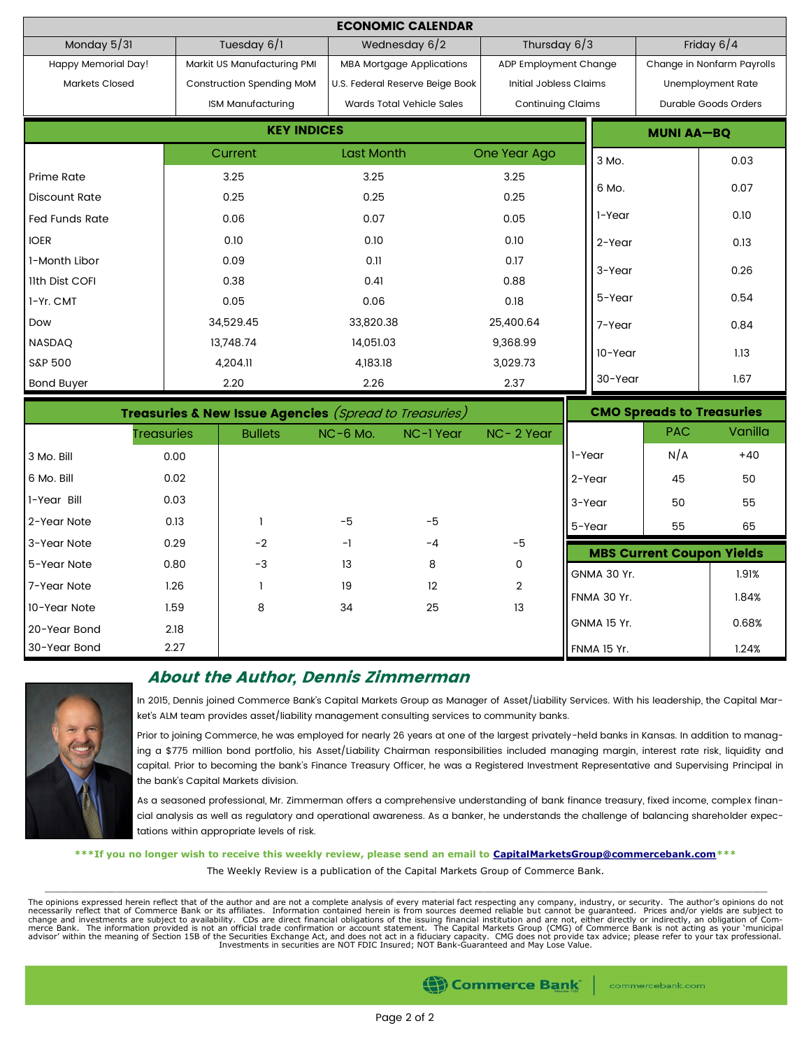## ECONOMIC CALENDAR

| Monday 5/31 | Tuesday 6/1 | Wednesday 6/2 | Thursday 6/3 | Friday 6/4 |
|---|---|---|---|---|
| Happy Memorial Day! | Markit US Manufacturing PMI | MBA Mortgage Applications | ADP Employment Change | Change in Nonfarm Payrolls |
| Markets Closed | Construction Spending MoM | U.S. Federal Reserve Beige Book | Initial Jobless Claims | Unemployment Rate |
| | ISM Manufacturing | Wards Total Vehicle Sales | Continuing Claims | Durable Goods Orders |

## KEY INDICES

| | Current | Last Month | One Year Ago |
|---|---|---|---|
| Prime Rate | 3.25 | 3.25 | 3.25 |
| Discount Rate | 0.25 | 0.25 | 0.25 |
| Fed Funds Rate | 0.06 | 0.07 | 0.05 |
| IOER | 0.10 | 0.10 | 0.10 |
| 1-Month Libor | 0.09 | 0.11 | 0.17 |
| 11th Dist COFI | 0.38 | 0.41 | 0.88 |
| 1-Yr. CMT | 0.05 | 0.06 | 0.18 |
| Dow | 34,529.45 | 33,820.38 | 25,400.64 |
| NASDAQ | 13,748.74 | 14,051.03 | 9,368.99 |
| S&P 500 | 4,204.11 | 4,183.18 | 3,029.73 |
| Bond Buyer | 2.20 | 2.26 | 2.37 |

## MUNI AA—BQ

| | |
|---|---|
| 3 Mo. | 0.03 |
| 6 Mo. | 0.07 |
| 1-Year | 0.10 |
| 2-Year | 0.13 |
| 3-Year | 0.26 |
| 5-Year | 0.54 |
| 7-Year | 0.84 |
| 10-Year | 1.13 |
| 30-Year | 1.67 |

## Treasuries & New Issue Agencies *(Spread to Treasuries)*

| | Treasuries | Bullets | NC-6 Mo. | NC-1 Year | NC- 2 Year |
|---|---|---|---|---|---|
| 3 Mo. Bill | 0.00 | | | | |
| 6 Mo. Bill | 0.02 | | | | |
| 1-Year Bill | 0.03 | | | | |
| 2-Year Note | 0.13 | 1 | -5 | -5 | |
| 3-Year Note | 0.29 | -2 | -1 | -4 | -5 |
| 5-Year Note | 0.80 | -3 | 13 | 8 | 0 |
| 7-Year Note | 1.26 | 1 | 19 | 12 | 2 |
| 10-Year Note | 1.59 | 8 | 34 | 25 | 13 |
| 20-Year Bond | 2.18 | | | | |
| 30-Year Bond | 2.27 | | | | |

## CMO Spreads to Treasuries

| | PAC | Vanilla |
|---|---|---|
| 1-Year | N/A | +40 |
| 2-Year | 45 | 50 |
| 3-Year | 50 | 55 |
| 5-Year | 55 | 65 |

## MBS Current Coupon Yields

| | |
|---|---|
| GNMA 30 Yr. | 1.91% |
| FNMA 30 Yr. | 1.84% |
| GNMA 15 Yr. | 0.68% |
| FNMA 15 Yr. | 1.24% |

## *About the Author, Dennis Zimmerman*

In 2015, Dennis joined Commerce Bank's Capital Markets Group as Manager of Asset/Liability Services. With his leadership, the Capital Market's ALM team provides asset/liability management consulting services to community banks.

Prior to joining Commerce, he was employed for nearly 26 years at one of the largest privately-held banks in Kansas. In addition to managing a $775 million bond portfolio, his Asset/Liability Chairman responsibilities included managing margin, interest rate risk, liquidity and capital. Prior to becoming the bank's Finance Treasury Officer, he was a Registered Investment Representative and Supervising Principal in the bank's Capital Markets division.

As a seasoned professional, Mr. Zimmerman offers a comprehensive understanding of bank finance treasury, fixed income, complex financial analysis as well as regulatory and operational awareness. As a banker, he understands the challenge of balancing shareholder expectations within appropriate levels of risk.

**\*\*\*If you no longer wish to receive this weekly review, please send an email to CapitalMarketsGroup@commercebank.com\*\*\***

The Weekly Review is a publication of the Capital Markets Group of Commerce Bank.

The opinions expressed herein reflect that of the author and are not a complete analysis of every material fact respecting any company, industry, or security. The author's opinions do not necessarily reflect that of Commerce Bank or its affiliates. Information contained herein is from sources deemed reliable but cannot be guaranteed. Prices and/or yields are subject to change and investments are subject to availability. CDs are direct financial obligations of the issuing financial institution and are not, either directly or indirectly, an obligation of Commerce Bank. The information provided is not an official trade confirmation or account statement. The Capital Markets Group (CMG) of Commerce Bank is not acting as your 'municipal advisor' within the meaning of Section 15B of the Securities Exchange Act, and does not act in a fiduciary capacity. CMG does not provide tax advice; please refer to your tax professional. Investments in securities are NOT FDIC Insured; NOT Bank-Guaranteed and May Lose Value.

Commerce Bank | commercebank.com